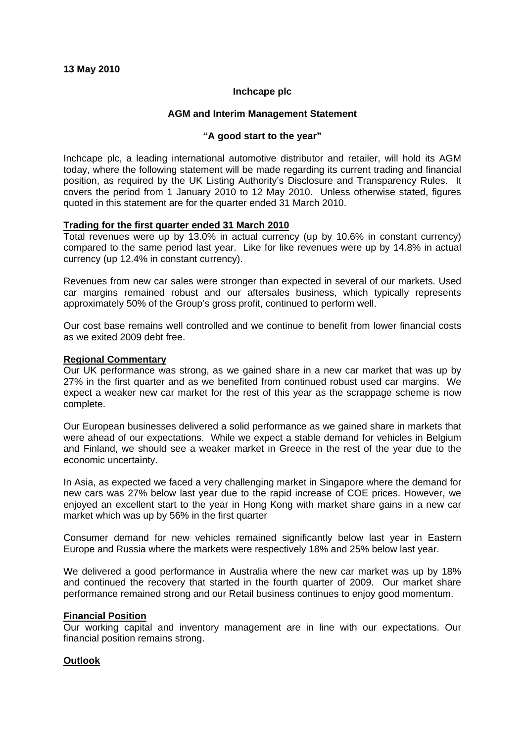**13 May 2010**

**Inchcape plc**

**AGM and Interim Management Statement**

**"A good start to the year"**

Inchcape plc, a leading international automotive distributor and retailer, will hold its AGM today, where the following statement will be made regarding its current trading and financial position, as required by the UK Listing Authority's Disclosure and Transparency Rules. It covers the period from 1 January 2010 to 12 May 2010. Unless otherwise stated, figures quoted in this statement are for the quarter ended 31 March 2010.

## Trading for the first quarter ended 31 March 2010

Total revenues were up by 13.0% in actual currency (up by 10.6% in constant currency) compared to the same period last year. Like for like revenues were up by 14.8% in actual currency (up 12.4% in constant currency).

Revenues from new car sales were stronger than expected in several of our markets. Used car margins remained robust and our aftersales business, which typically represents approximately 50% of the Group's gross profit, continued to perform well.

Our cost base remains well controlled and we continue to benefit from lower financial costs as we exited 2009 debt free.

## Regional Commentary

Our UK performance was strong, as we gained share in a new car market that was up by 27% in the first quarter and as we benefited from continued robust used car margins. We expect a weaker new car market for the rest of this year as the scrappage scheme is now complete.

Our European businesses delivered a solid performance as we gained share in markets that were ahead of our expectations. While we expect a stable demand for vehicles in Belgium and Finland, we should see a weaker market in Greece in the rest of the year due to the economic uncertainty.

In Asia, as expected we faced a very challenging market in Singapore where the demand for new cars was 27% below last year due to the rapid increase of COE prices. However, we enjoyed an excellent start to the year in Hong Kong with market share gains in a new car market which was up by 56% in the first quarter

Consumer demand for new vehicles remained significantly below last year in Eastern Europe and Russia where the markets were respectively 18% and 25% below last year.

We delivered a good performance in Australia where the new car market was up by 18% and continued the recovery that started in the fourth quarter of 2009. Our market share performance remained strong and our Retail business continues to enjoy good momentum.

## Financial Position

Our working capital and inventory management are in line with our expectations. Our financial position remains strong.

## Outlook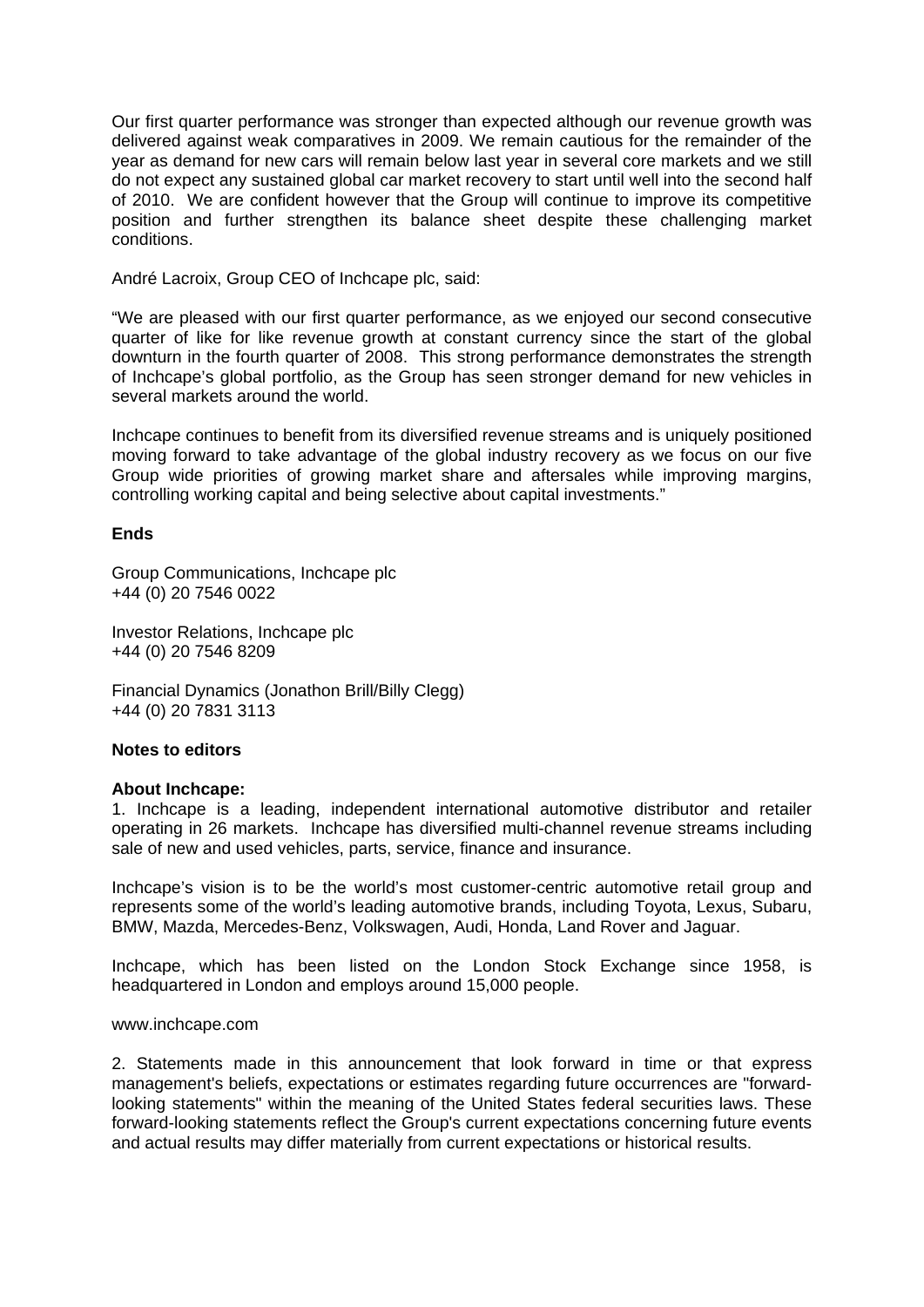Our first quarter performance was stronger than expected although our revenue growth was delivered against weak comparatives in 2009. We remain cautious for the remainder of the year as demand for new cars will remain below last year in several core markets and we still do not expect any sustained global car market recovery to start until well into the second half of 2010. We are confident however that the Group will continue to improve its competitive position and further strengthen its balance sheet despite these challenging market conditions.

André Lacroix, Group CEO of Inchcape plc, said:

"We are pleased with our first quarter performance, as we enjoyed our second consecutive quarter of like for like revenue growth at constant currency since the start of the global downturn in the fourth quarter of 2008. This strong performance demonstrates the strength of Inchcape's global portfolio, as the Group has seen stronger demand for new vehicles in several markets around the world.

Inchcape continues to benefit from its diversified revenue streams and is uniquely positioned moving forward to take advantage of the global industry recovery as we focus on our five Group wide priorities of growing market share and aftersales while improving margins, controlling working capital and being selective about capital investments."

**Ends**

Group Communications, Inchcape plc
+44 (0) 20 7546 0022

Investor Relations, Inchcape plc
+44 (0) 20 7546 8209

Financial Dynamics (Jonathon Brill/Billy Clegg)
+44 (0) 20 7831 3113

**Notes to editors**

**About Inchcape:**

1. Inchcape is a leading, independent international automotive distributor and retailer operating in 26 markets. Inchcape has diversified multi-channel revenue streams including sale of new and used vehicles, parts, service, finance and insurance.

Inchcape's vision is to be the world's most customer-centric automotive retail group and represents some of the world's leading automotive brands, including Toyota, Lexus, Subaru, BMW, Mazda, Mercedes-Benz, Volkswagen, Audi, Honda, Land Rover and Jaguar.

Inchcape, which has been listed on the London Stock Exchange since 1958, is headquartered in London and employs around 15,000 people.

www.inchcape.com

2. Statements made in this announcement that look forward in time or that express management's beliefs, expectations or estimates regarding future occurrences are "forward-looking statements" within the meaning of the United States federal securities laws. These forward-looking statements reflect the Group's current expectations concerning future events and actual results may differ materially from current expectations or historical results.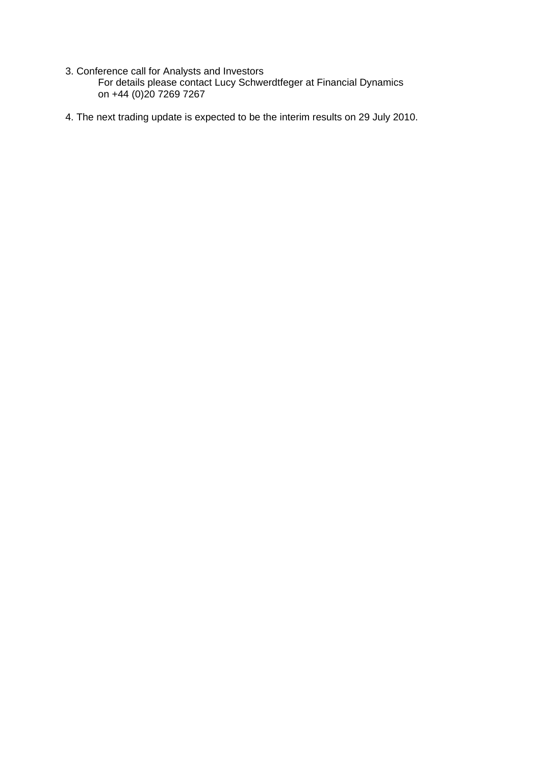3. Conference call for Analysts and Investors
   For details please contact Lucy Schwerdtfeger at Financial Dynamics on +44 (0)20 7269 7267

4. The next trading update is expected to be the interim results on 29 July 2010.